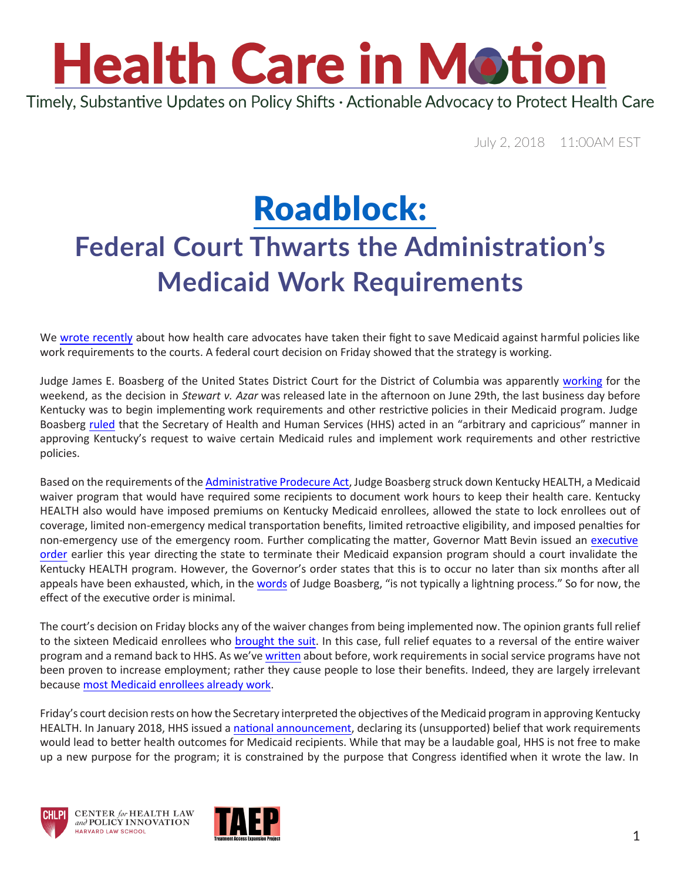# Health Care in Motion

Timely, Substantive Updates on Policy Shifts · Actionable Advocacy to Protect Health Care

July 2, 2018 11:00AM EST

# Roadblock:

## Federal Court Thwarts the Administration's Medicaid Work Requirements

We wrote recently about how health care advocates have taken their fight to save Medicaid against harmful policies like work requirements to the courts. A federal court decision on Friday showed that the strategy is working.

Judge James E. Boasberg of the United States District Court for the District of Columbia was apparently working for the weekend, as the decision in *Stewart v. Azar* was released late in the afternoon on June 29th, the last business day before Kentucky was to begin implementing work requirements and other restrictive policies in their Medicaid program. Judge Boasberg ruled that the Secretary of Health and Human Services (HHS) acted in an "arbitrary and capricious" manner in approving Kentucky's request to waive certain Medicaid rules and implement work requirements and other restrictive policies.

Based on the requirements of the Administrative Prodecure Act, Judge Boasberg struck down Kentucky HEALTH, a Medicaid waiver program that would have required some recipients to document work hours to keep their health care. Kentucky HEALTH also would have imposed premiums on Kentucky Medicaid enrollees, allowed the state to lock enrollees out of coverage, limited non-emergency medical transportation benefits, limited retroactive eligibility, and imposed penalties for non-emergency use of the emergency room. Further complicating the matter, Governor Matt Bevin issued an executive order earlier this year directing the state to terminate their Medicaid expansion program should a court invalidate the Kentucky HEALTH program. However, the Governor's order states that this is to occur no later than six months after all appeals have been exhausted, which, in the words of Judge Boasberg, "is not typically a lightning process." So for now, the effect of the executive order is minimal.

The court's decision on Friday blocks any of the waiver changes from being implemented now. The opinion grants full relief to the sixteen Medicaid enrollees who brought the suit. In this case, full relief equates to a reversal of the entire waiver program and a remand back to HHS. As we've written about before, work requirements in social service programs have not been proven to increase employment; rather they cause people to lose their benefits. Indeed, they are largely irrelevant because most Medicaid enrollees already work.

Friday's court decision rests on how the Secretary interpreted the objectives of the Medicaid program in approving Kentucky HEALTH. In January 2018, HHS issued a national announcement, declaring its (unsupported) belief that work requirements would lead to better health outcomes for Medicaid recipients. While that may be a laudable goal, HHS is not free to make up a new purpose for the program; it is constrained by the purpose that Congress identified when it wrote the law. In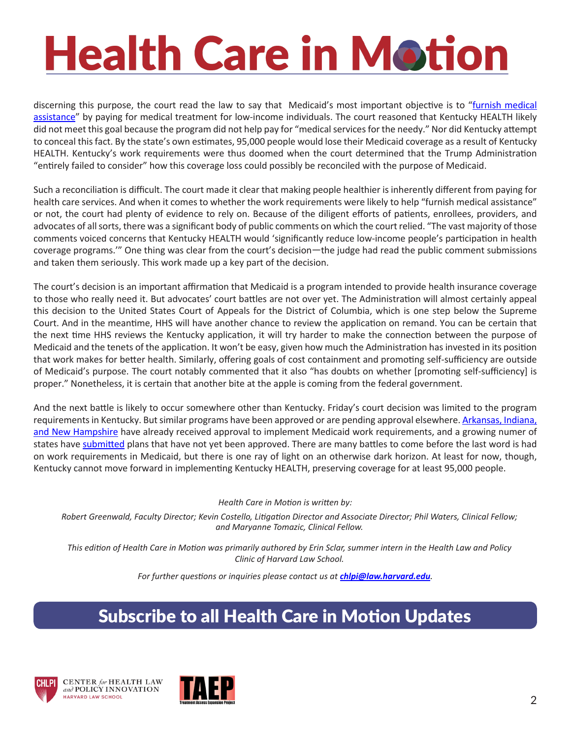discerning this purpose, the court read the law to say that Medicaid's most important objective is to "furnish medical assistance" by paying for medical treatment for low-income individuals. The court reasoned that Kentucky HEALTH likely did not meet this goal because the program did not help pay for "medical services for the needy." Nor did Kentucky attempt to conceal this fact. By the state's own estimates, 95,000 people would lose their Medicaid coverage as a result of Kentucky HEALTH. Kentucky's work requirements were thus doomed when the court determined that the Trump Administration "entirely failed to consider" how this coverage loss could possibly be reconciled with the purpose of Medicaid.

Such a reconciliation is difficult. The court made it clear that making people healthier is inherently different from paying for health care services. And when it comes to whether the work requirements were likely to help "furnish medical assistance" or not, the court had plenty of evidence to rely on. Because of the diligent efforts of patients, enrollees, providers, and advocates of all sorts, there was a significant body of public comments on which the court relied. "The vast majority of those comments voiced concerns that Kentucky HEALTH would 'significantly reduce low-income people's participation in health coverage programs.'" One thing was clear from the court's decision—the judge had read the public comment submissions and taken them seriously. This work made up a key part of the decision.

The court's decision is an important affirmation that Medicaid is a program intended to provide health insurance coverage to those who really need it. But advocates' court battles are not over yet. The Administration will almost certainly appeal this decision to the United States Court of Appeals for the District of Columbia, which is one step below the Supreme Court. And in the meantime, HHS will have another chance to review the application on remand. You can be certain that the next time HHS reviews the Kentucky application, it will try harder to make the connection between the purpose of Medicaid and the tenets of the application. It won't be easy, given how much the Administration has invested in its position that work makes for better health. Similarly, offering goals of cost containment and promoting self-sufficiency are outside of Medicaid's purpose. The court notably commented that it also "has doubts on whether [promoting self-sufficiency] is proper." Nonetheless, it is certain that another bite at the apple is coming from the federal government.

And the next battle is likely to occur somewhere other than Kentucky. Friday's court decision was limited to the program requirements in Kentucky. But similar programs have been approved or are pending approval elsewhere. Arkansas, Indiana, and New Hampshire have already received approval to implement Medicaid work requirements, and a growing numer of states have submitted plans that have not yet been approved. There are many battles to come before the last word is had on work requirements in Medicaid, but there is one ray of light on an otherwise dark horizon. At least for now, though, Kentucky cannot move forward in implementing Kentucky HEALTH, preserving coverage for at least 95,000 people.

*Health Care in Motion is written by:*

*Robert Greenwald, Faculty Director; Kevin Costello, Litigation Director and Associate Director; Phil Waters, Clinical Fellow; and Maryanne Tomazic, Clinical Fellow.*

*This edition of Health Care in Motion was primarily authored by Erin Sclar, summer intern in the Health Law and Policy Clinic of Harvard Law School.*

*For further questions or inquiries please contact us at **chlpi@law.harvard.edu**.*

## Subscribe to all Health Care in Motion Updates

CENTER *for* HEALTH LAW *and* POLICY INNOVATION
HARVARD LAW SCHOOL

TAEP
Treatment Access Expansion Project